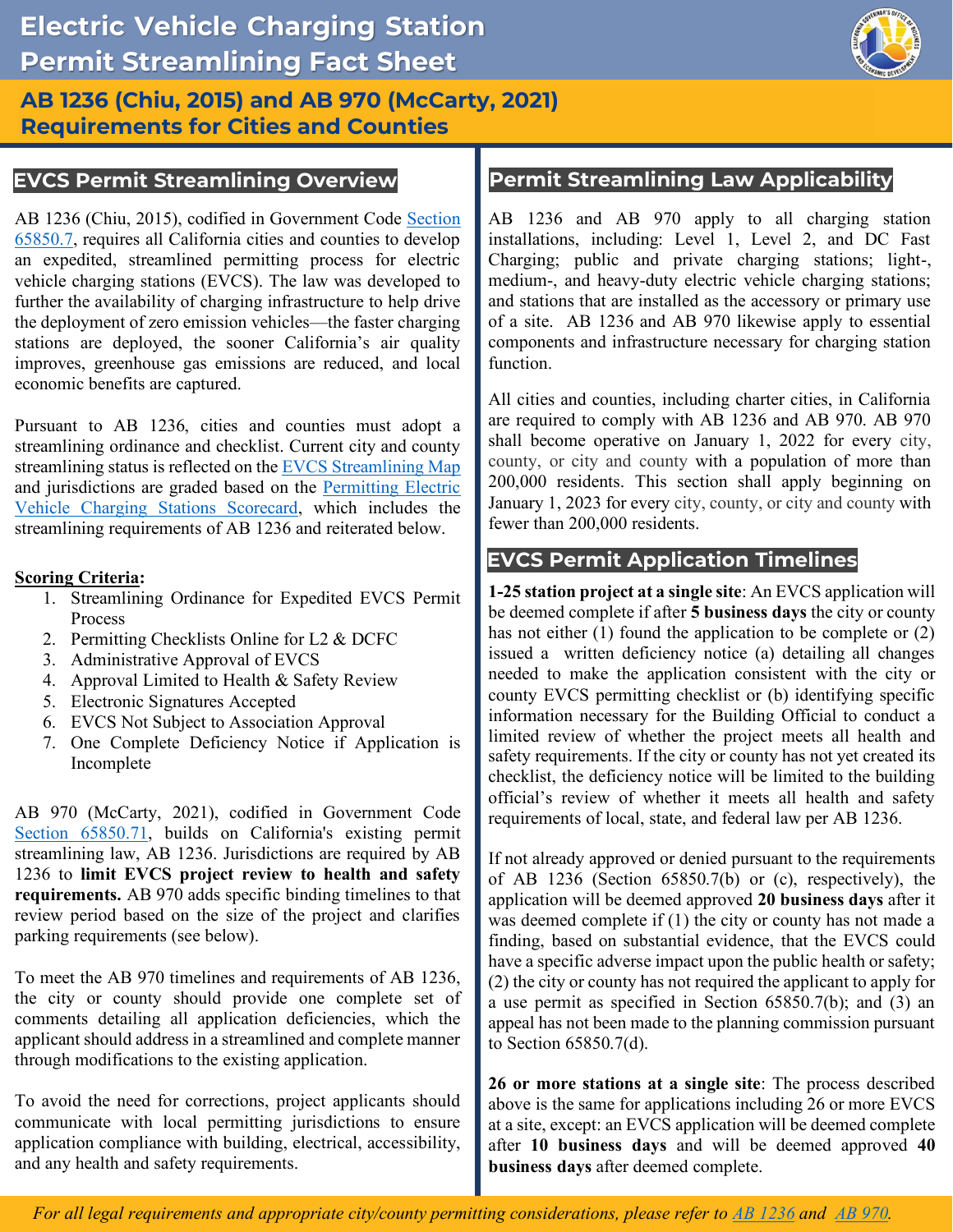# Electric Vehicle Charging Station Permit Streamlining Fact Sheet

## AB 1236 (Chiu, 2015) and AB 970 (McCarty, 2021) Requirements for Cities and Counties

## EVCS Permit Streamlining Overview

AB 1236 (Chiu, 2015), codified in Government Code Section 65850.7, requires all California cities and counties to develop an expedited, streamlined permitting process for electric vehicle charging stations (EVCS). The law was developed to further the availability of charging infrastructure to help drive the deployment of zero emission vehicles—the faster charging stations are deployed, the sooner California's air quality improves, greenhouse gas emissions are reduced, and local economic benefits are captured.

Pursuant to AB 1236, cities and counties must adopt a streamlining ordinance and checklist. Current city and county streamlining status is reflected on the EVCS Streamlining Map and jurisdictions are graded based on the Permitting Electric Vehicle Charging Stations Scorecard, which includes the streamlining requirements of AB 1236 and reiterated below.

**Scoring Criteria:**

1. Streamlining Ordinance for Expedited EVCS Permit Process
2. Permitting Checklists Online for L2 & DCFC
3. Administrative Approval of EVCS
4. Approval Limited to Health & Safety Review
5. Electronic Signatures Accepted
6. EVCS Not Subject to Association Approval
7. One Complete Deficiency Notice if Application is Incomplete

AB 970 (McCarty, 2021), codified in Government Code Section 65850.71, builds on California's existing permit streamlining law, AB 1236. Jurisdictions are required by AB 1236 to **limit EVCS project review to health and safety requirements.** AB 970 adds specific binding timelines to that review period based on the size of the project and clarifies parking requirements (see below).

To meet the AB 970 timelines and requirements of AB 1236, the city or county should provide one complete set of comments detailing all application deficiencies, which the applicant should address in a streamlined and complete manner through modifications to the existing application.

To avoid the need for corrections, project applicants should communicate with local permitting jurisdictions to ensure application compliance with building, electrical, accessibility, and any health and safety requirements.

## Permit Streamlining Law Applicability

AB 1236 and AB 970 apply to all charging station installations, including: Level 1, Level 2, and DC Fast Charging; public and private charging stations; light-, medium-, and heavy-duty electric vehicle charging stations; and stations that are installed as the accessory or primary use of a site. AB 1236 and AB 970 likewise apply to essential components and infrastructure necessary for charging station function.

All cities and counties, including charter cities, in California are required to comply with AB 1236 and AB 970. AB 970 shall become operative on January 1, 2022 for every city, county, or city and county with a population of more than 200,000 residents. This section shall apply beginning on January 1, 2023 for every city, county, or city and county with fewer than 200,000 residents.

## EVCS Permit Application Timelines

**1-25 station project at a single site**: An EVCS application will be deemed complete if after **5 business days** the city or county has not either (1) found the application to be complete or (2) issued a written deficiency notice (a) detailing all changes needed to make the application consistent with the city or county EVCS permitting checklist or (b) identifying specific information necessary for the Building Official to conduct a limited review of whether the project meets all health and safety requirements. If the city or county has not yet created its checklist, the deficiency notice will be limited to the building official's review of whether it meets all health and safety requirements of local, state, and federal law per AB 1236.

If not already approved or denied pursuant to the requirements of AB 1236 (Section 65850.7(b) or (c), respectively), the application will be deemed approved **20 business days** after it was deemed complete if (1) the city or county has not made a finding, based on substantial evidence, that the EVCS could have a specific adverse impact upon the public health or safety; (2) the city or county has not required the applicant to apply for a use permit as specified in Section 65850.7(b); and (3) an appeal has not been made to the planning commission pursuant to Section 65850.7(d).

**26 or more stations at a single site**: The process described above is the same for applications including 26 or more EVCS at a site, except: an EVCS application will be deemed complete after **10 business days** and will be deemed approved **40 business days** after deemed complete.

*For all legal requirements and appropriate city/county permitting considerations, please refer to AB 1236 and AB 970.*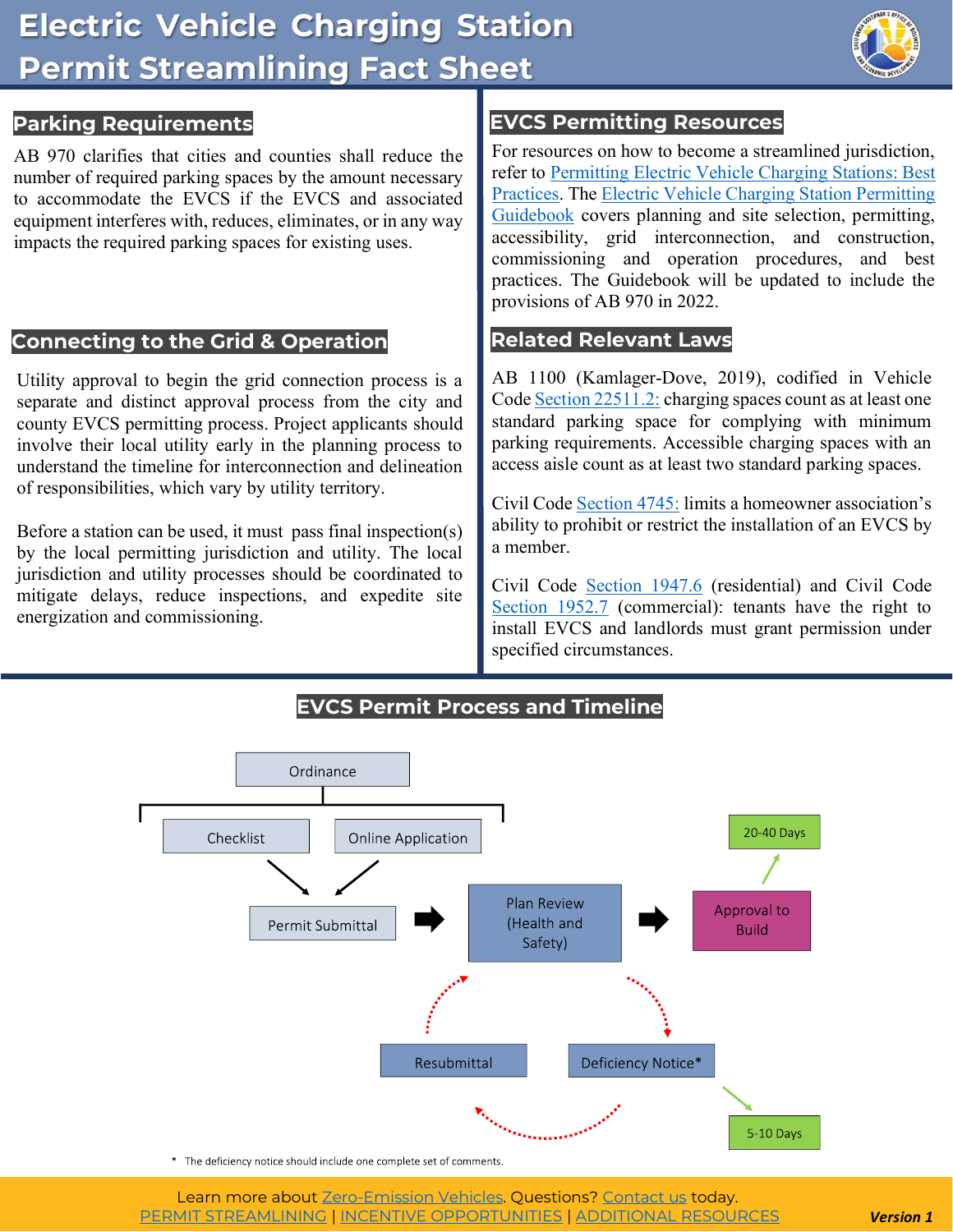# Electric Vehicle Charging Station Permit Streamlining Fact Sheet

## Parking Requirements

AB 970 clarifies that cities and counties shall reduce the number of required parking spaces by the amount necessary to accommodate the EVCS if the EVCS and associated equipment interferes with, reduces, eliminates, or in any way impacts the required parking spaces for existing uses.

## Connecting to the Grid & Operation

Utility approval to begin the grid connection process is a separate and distinct approval process from the city and county EVCS permitting process. Project applicants should involve their local utility early in the planning process to understand the timeline for interconnection and delineation of responsibilities, which vary by utility territory.

Before a station can be used, it must pass final inspection(s) by the local permitting jurisdiction and utility. The local jurisdiction and utility processes should be coordinated to mitigate delays, reduce inspections, and expedite site energization and commissioning.

## EVCS Permitting Resources

For resources on how to become a streamlined jurisdiction, refer to Permitting Electric Vehicle Charging Stations: Best Practices. The Electric Vehicle Charging Station Permitting Guidebook covers planning and site selection, permitting, accessibility, grid interconnection, and construction, commissioning and operation procedures, and best practices. The Guidebook will be updated to include the provisions of AB 970 in 2022.

## Related Relevant Laws

AB 1100 (Kamlager-Dove, 2019), codified in Vehicle Code Section 22511.2: charging spaces count as at least one standard parking space for complying with minimum parking requirements. Accessible charging spaces with an access aisle count as at least two standard parking spaces.

Civil Code Section 4745: limits a homeowner association's ability to prohibit or restrict the installation of an EVCS by a member.

Civil Code Section 1947.6 (residential) and Civil Code Section 1952.7 (commercial): tenants have the right to install EVCS and landlords must grant permission under specified circumstances.

## EVCS Permit Process and Timeline

Ordinance

Checklist

Online Application

Permit Submittal

Plan Review (Health and Safety)

Approval to Build

20-40 Days

Resubmittal

Deficiency Notice*

5-10 Days

\* The deficiency notice should include one complete set of comments.

Learn more about Zero-Emission Vehicles. Questions? Contact us today.

PERMIT STREAMLINING | INCENTIVE OPPORTUNITIES | ADDITIONAL RESOURCES

*Version 1*